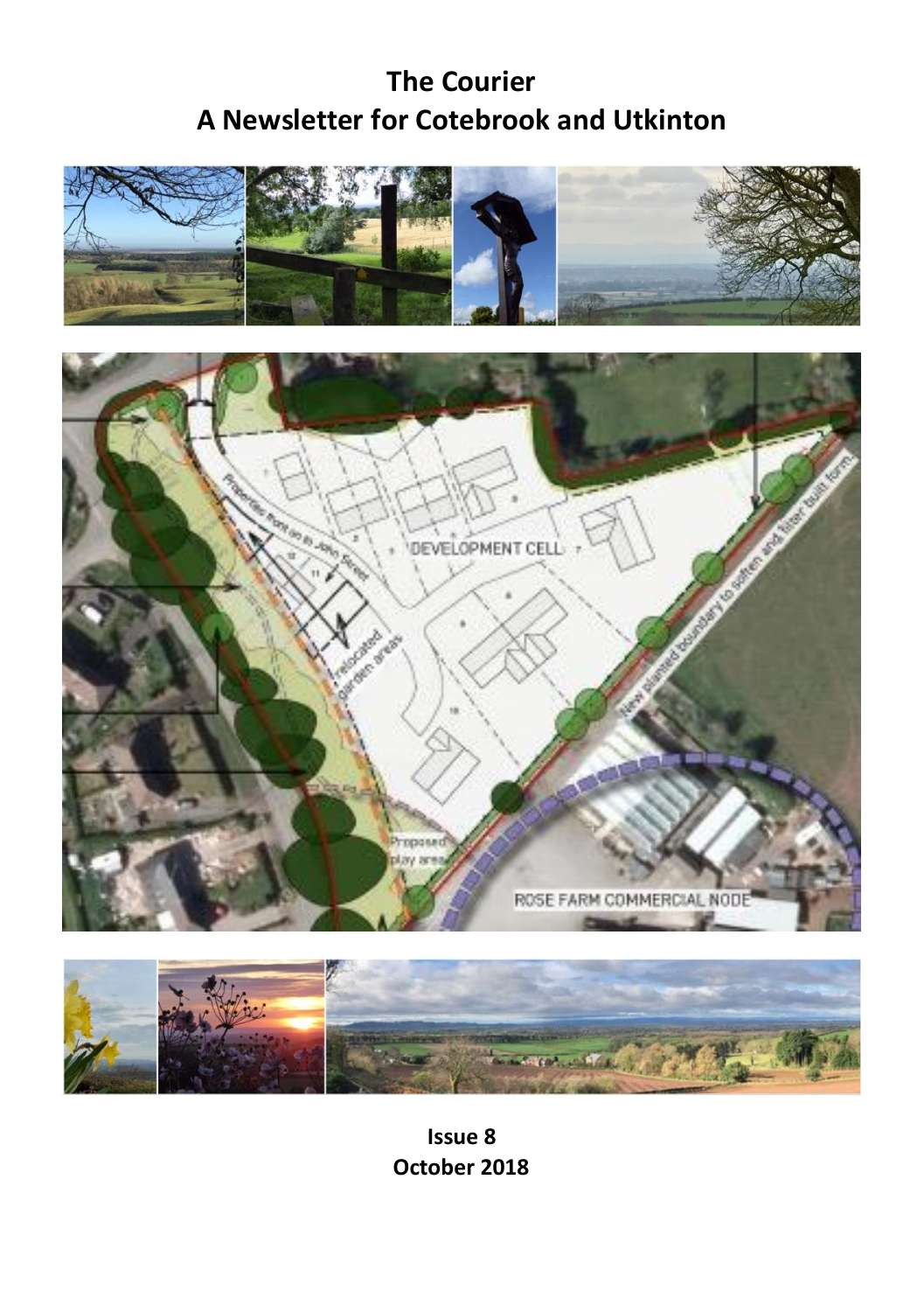# The Courier
## A Newsletter for Cotebrook and Utkinton

**Issue 8**
**October 2018**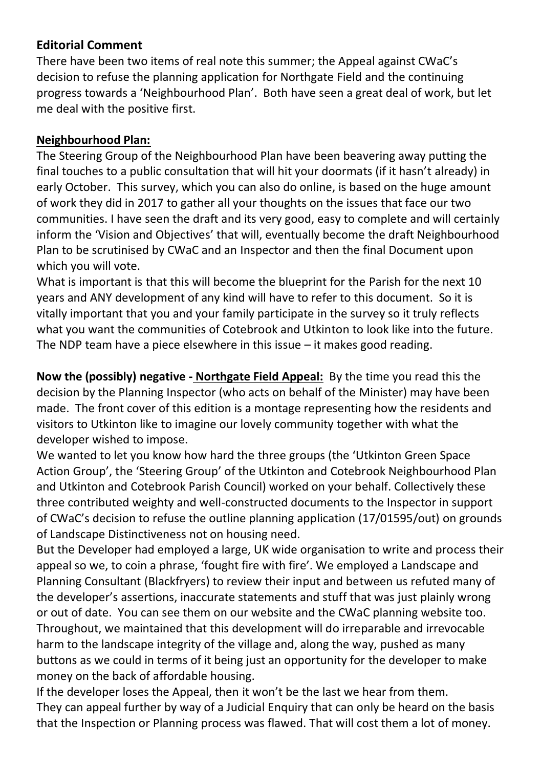## Editorial Comment

There have been two items of real note this summer; the Appeal against CWaC's decision to refuse the planning application for Northgate Field and the continuing progress towards a 'Neighbourhood Plan'. Both have seen a great deal of work, but let me deal with the positive first.

**Neighbourhood Plan:**

The Steering Group of the Neighbourhood Plan have been beavering away putting the final touches to a public consultation that will hit your doormats (if it hasn't already) in early October. This survey, which you can also do online, is based on the huge amount of work they did in 2017 to gather all your thoughts on the issues that face our two communities. I have seen the draft and its very good, easy to complete and will certainly inform the 'Vision and Objectives' that will, eventually become the draft Neighbourhood Plan to be scrutinised by CWaC and an Inspector and then the final Document upon which you will vote.

What is important is that this will become the blueprint for the Parish for the next 10 years and ANY development of any kind will have to refer to this document. So it is vitally important that you and your family participate in the survey so it truly reflects what you want the communities of Cotebrook and Utkinton to look like into the future. The NDP team have a piece elsewhere in this issue – it makes good reading.

**Now the (possibly) negative - Northgate Field Appeal:** By the time you read this the decision by the Planning Inspector (who acts on behalf of the Minister) may have been made. The front cover of this edition is a montage representing how the residents and visitors to Utkinton like to imagine our lovely community together with what the developer wished to impose.

We wanted to let you know how hard the three groups (the 'Utkinton Green Space Action Group', the 'Steering Group' of the Utkinton and Cotebrook Neighbourhood Plan and Utkinton and Cotebrook Parish Council) worked on your behalf. Collectively these three contributed weighty and well-constructed documents to the Inspector in support of CWaC's decision to refuse the outline planning application (17/01595/out) on grounds of Landscape Distinctiveness not on housing need.

But the Developer had employed a large, UK wide organisation to write and process their appeal so we, to coin a phrase, 'fought fire with fire'. We employed a Landscape and Planning Consultant (Blackfryers) to review their input and between us refuted many of the developer's assertions, inaccurate statements and stuff that was just plainly wrong or out of date. You can see them on our website and the CWaC planning website too.

Throughout, we maintained that this development will do irreparable and irrevocable harm to the landscape integrity of the village and, along the way, pushed as many buttons as we could in terms of it being just an opportunity for the developer to make money on the back of affordable housing.

If the developer loses the Appeal, then it won't be the last we hear from them.

They can appeal further by way of a Judicial Enquiry that can only be heard on the basis that the Inspection or Planning process was flawed. That will cost them a lot of money.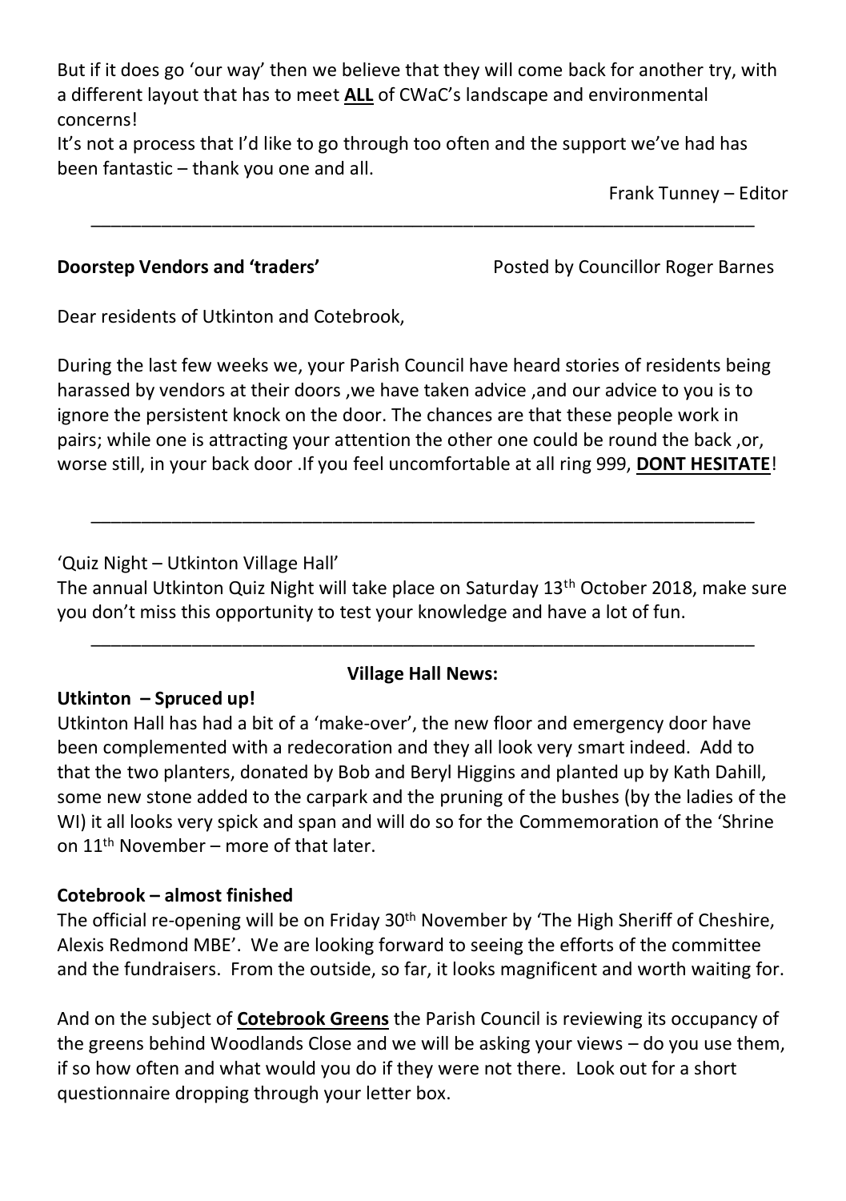But if it does go 'our way' then we believe that they will come back for another try, with a different layout that has to meet **ALL** of CWaC's landscape and environmental concerns!

It's not a process that I'd like to go through too often and the support we've had has been fantastic – thank you one and all.

Frank Tunney – Editor

---

**Doorstep Vendors and 'traders'** Posted by Councillor Roger Barnes

Dear residents of Utkinton and Cotebrook,

During the last few weeks we, your Parish Council have heard stories of residents being harassed by vendors at their doors ,we have taken advice ,and our advice to you is to ignore the persistent knock on the door. The chances are that these people work in pairs; while one is attracting your attention the other one could be round the back ,or, worse still, in your back door .If you feel uncomfortable at all ring 999, **DONT HESITATE**!

---

'Quiz Night – Utkinton Village Hall'

The annual Utkinton Quiz Night will take place on Saturday 13th October 2018, make sure you don't miss this opportunity to test your knowledge and have a lot of fun.

---

**Village Hall News:**

**Utkinton – Spruced up!**

Utkinton Hall has had a bit of a 'make-over', the new floor and emergency door have been complemented with a redecoration and they all look very smart indeed. Add to that the two planters, donated by Bob and Beryl Higgins and planted up by Kath Dahill, some new stone added to the carpark and the pruning of the bushes (by the ladies of the WI) it all looks very spick and span and will do so for the Commemoration of the 'Shrine on 11th November – more of that later.

**Cotebrook – almost finished**

The official re-opening will be on Friday 30th November by 'The High Sheriff of Cheshire, Alexis Redmond MBE'. We are looking forward to seeing the efforts of the committee and the fundraisers. From the outside, so far, it looks magnificent and worth waiting for.

And on the subject of **Cotebrook Greens** the Parish Council is reviewing its occupancy of the greens behind Woodlands Close and we will be asking your views – do you use them, if so how often and what would you do if they were not there. Look out for a short questionnaire dropping through your letter box.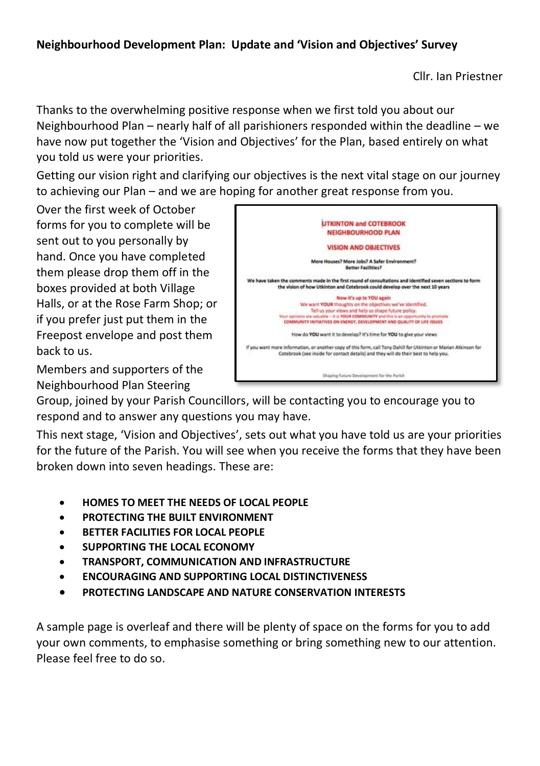## Neighbourhood Development Plan: Update and 'Vision and Objectives' Survey

Cllr. Ian Priestner

Thanks to the overwhelming positive response when we first told you about our Neighbourhood Plan – nearly half of all parishioners responded within the deadline – we have now put together the 'Vision and Objectives' for the Plan, based entirely on what you told us were your priorities.

Getting our vision right and clarifying our objectives is the next vital stage on our journey to achieving our Plan – and we are hoping for another great response from you.

Over the first week of October forms for you to complete will be sent out to you personally by hand. Once you have completed them please drop them off in the boxes provided at both Village Halls, or at the Rose Farm Shop; or if you prefer just put them in the Freepost envelope and post them back to us.

UTKINTON and COTEBROOK
NEIGHBOURHOOD PLAN

VISION AND OBJECTIVES

More Houses? More Jobs? A Safer Environment?
Better Facilities?

We have taken the comments made in the first round of consultations and identified seven sections to form the vision of how Utkinton and Cotebrook could develop over the next 10 years

Now it's up to YOU again
We want YOUR thoughts on the objectives we've identified.
Tell us your views and help us shape future policy.
Your opinions are valuable – it is YOUR COMMUNITY and this is an opportunity to promote COMMUNITY INITIATIVES ON ENERGY, DEVELOPMENT AND QUALITY OF LIFE ISSUES

How do YOU want it to develop? It's time for YOU to give your views

If you want more information, or another copy of this form, call Tony Dahill for Utkinton or Marian Atkinson for Cotebrook (see inside for contact details) and they will do their best to help you.

Shaping Future Development for the Parish

Members and supporters of the Neighbourhood Plan Steering Group, joined by your Parish Councillors, will be contacting you to encourage you to respond and to answer any questions you may have.

This next stage, 'Vision and Objectives', sets out what you have told us are your priorities for the future of the Parish. You will see when you receive the forms that they have been broken down into seven headings. These are:

- **HOMES TO MEET THE NEEDS OF LOCAL PEOPLE**
- **PROTECTING THE BUILT ENVIRONMENT**
- **BETTER FACILITIES FOR LOCAL PEOPLE**
- **SUPPORTING THE LOCAL ECONOMY**
- **TRANSPORT, COMMUNICATION AND INFRASTRUCTURE**
- **ENCOURAGING AND SUPPORTING LOCAL DISTINCTIVENESS**
- **PROTECTING LANDSCAPE AND NATURE CONSERVATION INTERESTS**

A sample page is overleaf and there will be plenty of space on the forms for you to add your own comments, to emphasise something or bring something new to our attention. Please feel free to do so.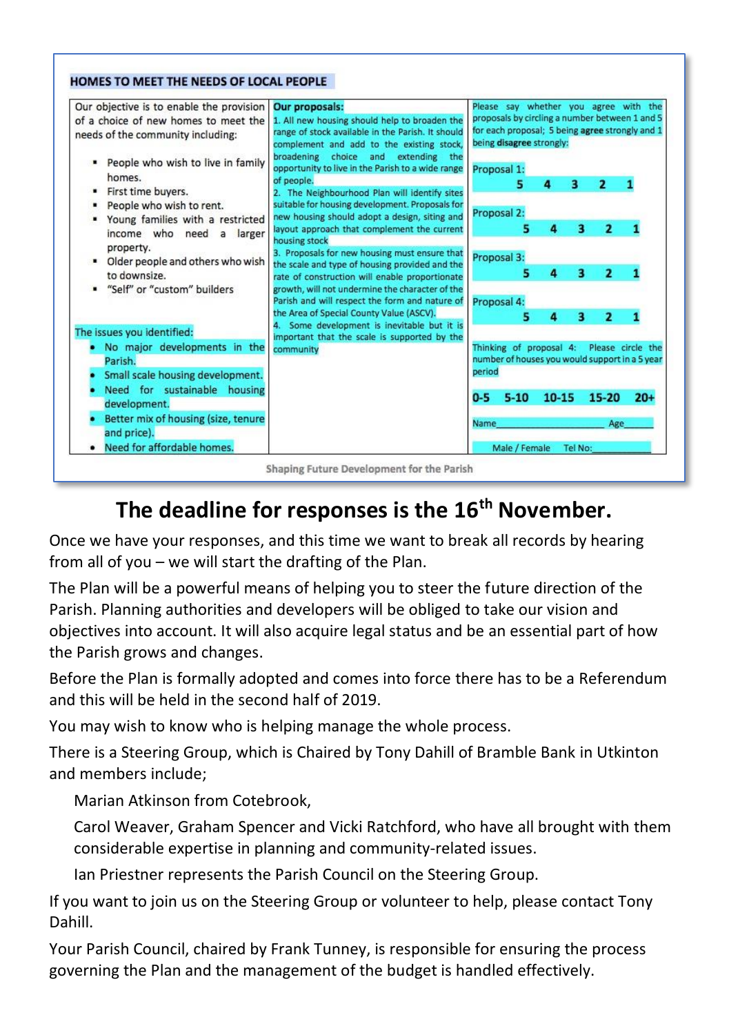## HOMES TO MEET THE NEEDS OF LOCAL PEOPLE

| Our objective is to enable the provision of a choice of new homes to meet the needs of the community including:<br><br>- People who wish to live in family homes.<br>- First time buyers.<br>- People who wish to rent.<br>- Young families with a restricted income who need a larger property.<br>- Older people and others who wish to downsize.<br>- "Self" or "custom" builders<br><br>The issues you identified:<br>- No major developments in the Parish.<br>- Small scale housing development.<br>- Need for sustainable housing development.<br>- Better mix of housing (size, tenure and price).<br>- Need for affordable homes. | **Our proposals:**<br>1. All new housing should help to broaden the range of stock available in the Parish. It should complement and add to the existing stock, broadening choice and extending the opportunity to live in the Parish to a wide range of people.<br>2. The Neighbourhood Plan will identify sites suitable for housing development. Proposals for new housing should adopt a design, siting and layout approach that complement the current housing stock<br>3. Proposals for new housing must ensure that the scale and type of housing provided and the rate of construction will enable proportionate growth, will not undermine the character of the Parish and will respect the form and nature of the Area of Special County Value (ASCV).<br>4. Some development is inevitable but it is important that the scale is supported by the community | Please say whether you agree with the proposals by circling a number between 1 and 5 for each proposal; 5 being **agree** strongly and 1 being **disagree** strongly:<br><br>Proposal 1: 5 4 3 2 1<br><br>Proposal 2: 5 4 3 2 1<br><br>Proposal 3: 5 4 3 2 1<br><br>Proposal 4: 5 4 3 2 1<br><br>Thinking of proposal 4: Please circle the number of houses you would support in a 5 year period<br><br>0-5 5-10 10-15 15-20 20+<br><br>Name\_\_\_\_\_\_\_\_\_\_ Age\_\_\_\_<br><br>Male / Female Tel No:\_\_\_\_\_\_ |
|---|---|---|

Shaping Future Development for the Parish

## The deadline for responses is the 16th November.

Once we have your responses, and this time we want to break all records by hearing from all of you – we will start the drafting of the Plan.

The Plan will be a powerful means of helping you to steer the future direction of the Parish. Planning authorities and developers will be obliged to take our vision and objectives into account. It will also acquire legal status and be an essential part of how the Parish grows and changes.

Before the Plan is formally adopted and comes into force there has to be a Referendum and this will be held in the second half of 2019.

You may wish to know who is helping manage the whole process.

There is a Steering Group, which is Chaired by Tony Dahill of Bramble Bank in Utkinton and members include;

Marian Atkinson from Cotebrook,

Carol Weaver, Graham Spencer and Vicki Ratchford, who have all brought with them considerable expertise in planning and community-related issues.

Ian Priestner represents the Parish Council on the Steering Group.

If you want to join us on the Steering Group or volunteer to help, please contact Tony Dahill.

Your Parish Council, chaired by Frank Tunney, is responsible for ensuring the process governing the Plan and the management of the budget is handled effectively.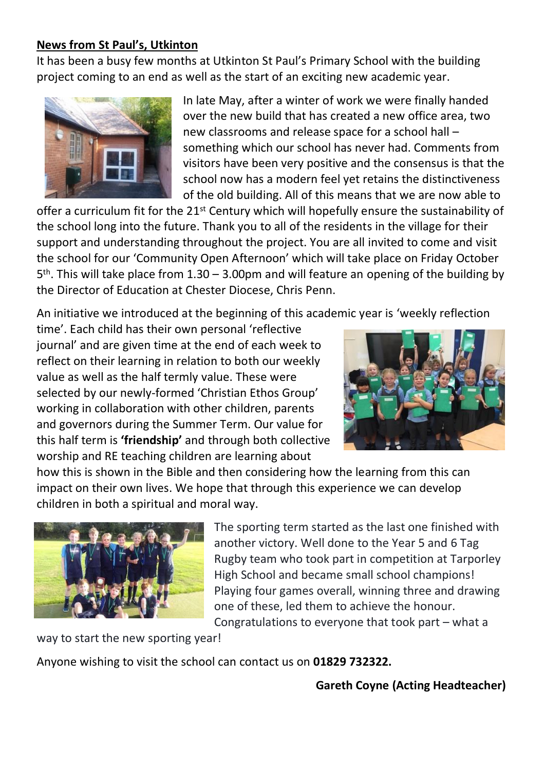## News from St Paul's, Utkinton

It has been a busy few months at Utkinton St Paul's Primary School with the building project coming to an end as well as the start of an exciting new academic year.

In late May, after a winter of work we were finally handed over the new build that has created a new office area, two new classrooms and release space for a school hall – something which our school has never had. Comments from visitors have been very positive and the consensus is that the school now has a modern feel yet retains the distinctiveness of the old building. All of this means that we are now able to offer a curriculum fit for the 21st Century which will hopefully ensure the sustainability of the school long into the future. Thank you to all of the residents in the village for their support and understanding throughout the project. You are all invited to come and visit the school for our 'Community Open Afternoon' which will take place on Friday October 5th. This will take place from 1.30 – 3.00pm and will feature an opening of the building by the Director of Education at Chester Diocese, Chris Penn.

An initiative we introduced at the beginning of this academic year is 'weekly reflection time'. Each child has their own personal 'reflective journal' and are given time at the end of each week to reflect on their learning in relation to both our weekly value as well as the half termly value. These were selected by our newly-formed 'Christian Ethos Group' working in collaboration with other children, parents and governors during the Summer Term. Our value for this half term is **'friendship'** and through both collective worship and RE teaching children are learning about how this is shown in the Bible and then considering how the learning from this can impact on their own lives. We hope that through this experience we can develop children in both a spiritual and moral way.

The sporting term started as the last one finished with another victory. Well done to the Year 5 and 6 Tag Rugby team who took part in competition at Tarporley High School and became small school champions! Playing four games overall, winning three and drawing one of these, led them to achieve the honour. Congratulations to everyone that took part – what a way to start the new sporting year!

Anyone wishing to visit the school can contact us on **01829 732322.**

**Gareth Coyne (Acting Headteacher)**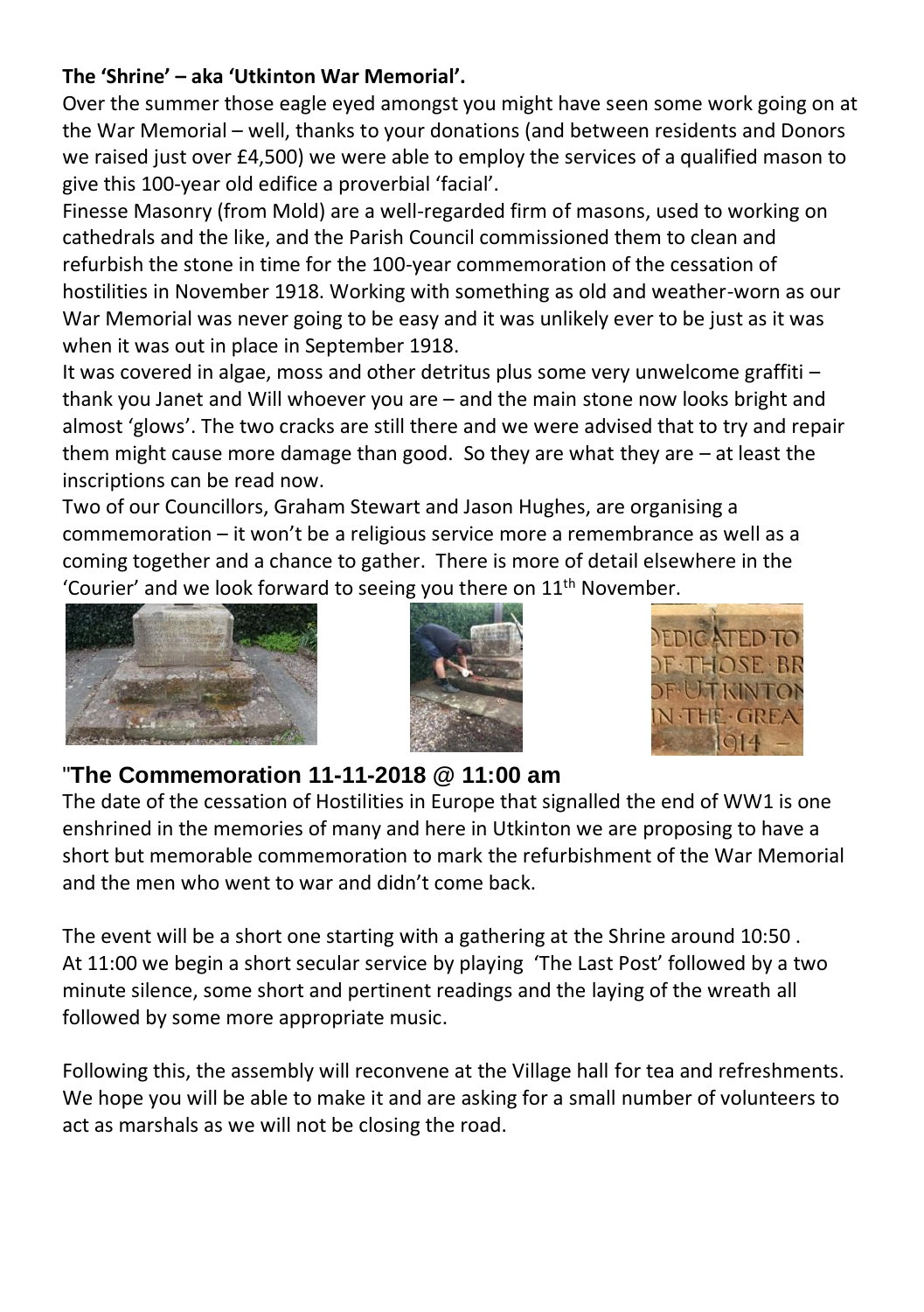**The 'Shrine' – aka 'Utkinton War Memorial'.**

Over the summer those eagle eyed amongst you might have seen some work going on at the War Memorial – well, thanks to your donations (and between residents and Donors we raised just over £4,500) we were able to employ the services of a qualified mason to give this 100-year old edifice a proverbial 'facial'.

Finesse Masonry (from Mold) are a well-regarded firm of masons, used to working on cathedrals and the like, and the Parish Council commissioned them to clean and refurbish the stone in time for the 100-year commemoration of the cessation of hostilities in November 1918. Working with something as old and weather-worn as our War Memorial was never going to be easy and it was unlikely ever to be just as it was when it was out in place in September 1918.

It was covered in algae, moss and other detritus plus some very unwelcome graffiti – thank you Janet and Will whoever you are – and the main stone now looks bright and almost 'glows'. The two cracks are still there and we were advised that to try and repair them might cause more damage than good. So they are what they are – at least the inscriptions can be read now.

Two of our Councillors, Graham Stewart and Jason Hughes, are organising a commemoration – it won't be a religious service more a remembrance as well as a coming together and a chance to gather. There is more of detail elsewhere in the 'Courier' and we look forward to seeing you there on 11th November.

## "The Commemoration 11-11-2018 @ 11:00 am

The date of the cessation of Hostilities in Europe that signalled the end of WW1 is one enshrined in the memories of many and here in Utkinton we are proposing to have a short but memorable commemoration to mark the refurbishment of the War Memorial and the men who went to war and didn't come back.

The event will be a short one starting with a gathering at the Shrine around 10:50 . At 11:00 we begin a short secular service by playing 'The Last Post' followed by a two minute silence, some short and pertinent readings and the laying of the wreath all followed by some more appropriate music.

Following this, the assembly will reconvene at the Village hall for tea and refreshments. We hope you will be able to make it and are asking for a small number of volunteers to act as marshals as we will not be closing the road.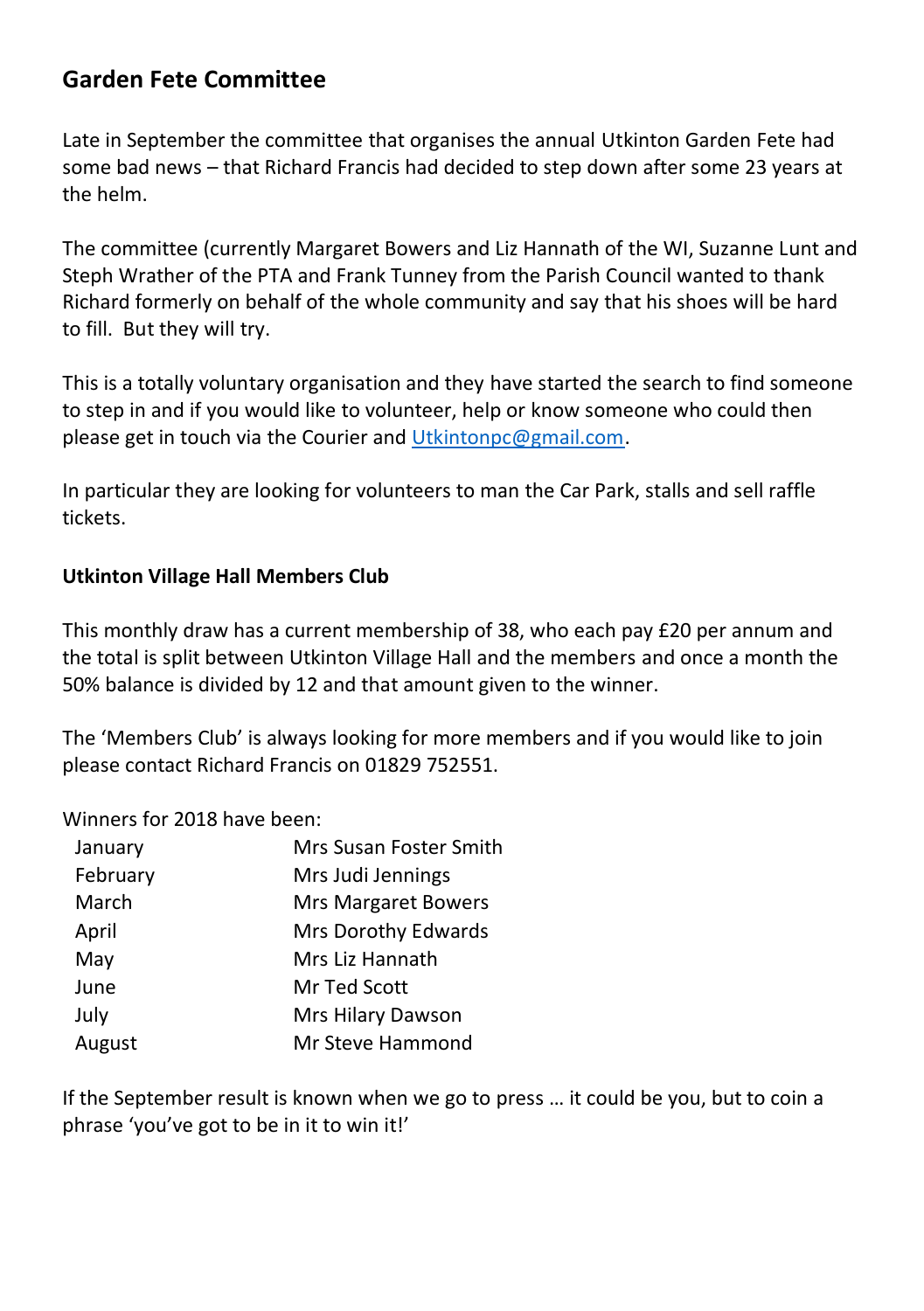## Garden Fete Committee

Late in September the committee that organises the annual Utkinton Garden Fete had some bad news – that Richard Francis had decided to step down after some 23 years at the helm.

The committee (currently Margaret Bowers and Liz Hannath of the WI, Suzanne Lunt and Steph Wrather of the PTA and Frank Tunney from the Parish Council wanted to thank Richard formerly on behalf of the whole community and say that his shoes will be hard to fill. But they will try.

This is a totally voluntary organisation and they have started the search to find someone to step in and if you would like to volunteer, help or know someone who could then please get in touch via the Courier and Utkintonpc@gmail.com.

In particular they are looking for volunteers to man the Car Park, stalls and sell raffle tickets.

### Utkinton Village Hall Members Club

This monthly draw has a current membership of 38, who each pay £20 per annum and the total is split between Utkinton Village Hall and the members and once a month the 50% balance is divided by 12 and that amount given to the winner.

The 'Members Club' is always looking for more members and if you would like to join please contact Richard Francis on 01829 752551.

Winners for 2018 have been:

| | |
|---|---|
| January | Mrs Susan Foster Smith |
| February | Mrs Judi Jennings |
| March | Mrs Margaret Bowers |
| April | Mrs Dorothy Edwards |
| May | Mrs Liz Hannath |
| June | Mr Ted Scott |
| July | Mrs Hilary Dawson |
| August | Mr Steve Hammond |

If the September result is known when we go to press … it could be you, but to coin a phrase 'you've got to be in it to win it!'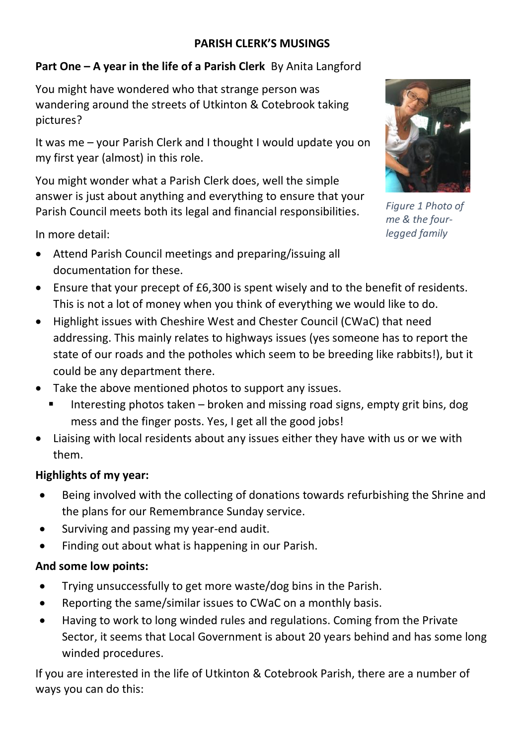**PARISH CLERK'S MUSINGS**

**Part One – A year in the life of a Parish Clerk** By Anita Langford

You might have wondered who that strange person was wandering around the streets of Utkinton & Cotebrook taking pictures?

It was me – your Parish Clerk and I thought I would update you on my first year (almost) in this role.

You might wonder what a Parish Clerk does, well the simple answer is just about anything and everything to ensure that your Parish Council meets both its legal and financial responsibilities.

*Figure 1 Photo of me & the four-legged family*

In more detail:

- Attend Parish Council meetings and preparing/issuing all documentation for these.
- Ensure that your precept of £6,300 is spent wisely and to the benefit of residents. This is not a lot of money when you think of everything we would like to do.
- Highlight issues with Cheshire West and Chester Council (CWaC) that need addressing. This mainly relates to highways issues (yes someone has to report the state of our roads and the potholes which seem to be breeding like rabbits!), but it could be any department there.
- Take the above mentioned photos to support any issues.
  - Interesting photos taken – broken and missing road signs, empty grit bins, dog mess and the finger posts. Yes, I get all the good jobs!
- Liaising with local residents about any issues either they have with us or we with them.

**Highlights of my year:**

- Being involved with the collecting of donations towards refurbishing the Shrine and the plans for our Remembrance Sunday service.
- Surviving and passing my year-end audit.
- Finding out about what is happening in our Parish.

**And some low points:**

- Trying unsuccessfully to get more waste/dog bins in the Parish.
- Reporting the same/similar issues to CWaC on a monthly basis.
- Having to work to long winded rules and regulations. Coming from the Private Sector, it seems that Local Government is about 20 years behind and has some long winded procedures.

If you are interested in the life of Utkinton & Cotebrook Parish, there are a number of ways you can do this: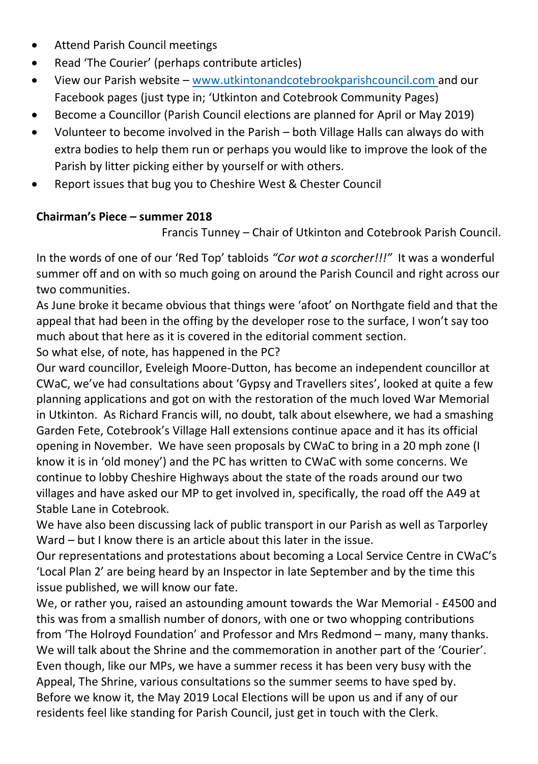- Attend Parish Council meetings
- Read 'The Courier' (perhaps contribute articles)
- View our Parish website – [www.utkintonandcotebrookparishcouncil.com](www.utkintonandcotebrookparishcouncil.com) and our Facebook pages (just type in; 'Utkinton and Cotebrook Community Pages)
- Become a Councillor (Parish Council elections are planned for April or May 2019)
- Volunteer to become involved in the Parish – both Village Halls can always do with extra bodies to help them run or perhaps you would like to improve the look of the Parish by litter picking either by yourself or with others.
- Report issues that bug you to Cheshire West & Chester Council

**Chairman's Piece – summer 2018**

Francis Tunney – Chair of Utkinton and Cotebrook Parish Council.

In the words of one of our 'Red Top' tabloids *"Cor wot a scorcher!!!"* It was a wonderful summer off and on with so much going on around the Parish Council and right across our two communities.

As June broke it became obvious that things were 'afoot' on Northgate field and that the appeal that had been in the offing by the developer rose to the surface, I won't say too much about that here as it is covered in the editorial comment section.

So what else, of note, has happened in the PC?

Our ward councillor, Eveleigh Moore-Dutton, has become an independent councillor at CWaC, we've had consultations about 'Gypsy and Travellers sites', looked at quite a few planning applications and got on with the restoration of the much loved War Memorial in Utkinton. As Richard Francis will, no doubt, talk about elsewhere, we had a smashing Garden Fete, Cotebrook's Village Hall extensions continue apace and it has its official opening in November. We have seen proposals by CWaC to bring in a 20 mph zone (I know it is in 'old money') and the PC has written to CWaC with some concerns. We continue to lobby Cheshire Highways about the state of the roads around our two villages and have asked our MP to get involved in, specifically, the road off the A49 at Stable Lane in Cotebrook.

We have also been discussing lack of public transport in our Parish as well as Tarporley Ward – but I know there is an article about this later in the issue.

Our representations and protestations about becoming a Local Service Centre in CWaC's 'Local Plan 2' are being heard by an Inspector in late September and by the time this issue published, we will know our fate.

We, or rather you, raised an astounding amount towards the War Memorial - £4500 and this was from a smallish number of donors, with one or two whopping contributions from 'The Holroyd Foundation' and Professor and Mrs Redmond – many, many thanks. We will talk about the Shrine and the commemoration in another part of the 'Courier'.

Even though, like our MPs, we have a summer recess it has been very busy with the Appeal, The Shrine, various consultations so the summer seems to have sped by.

Before we know it, the May 2019 Local Elections will be upon us and if any of our residents feel like standing for Parish Council, just get in touch with the Clerk.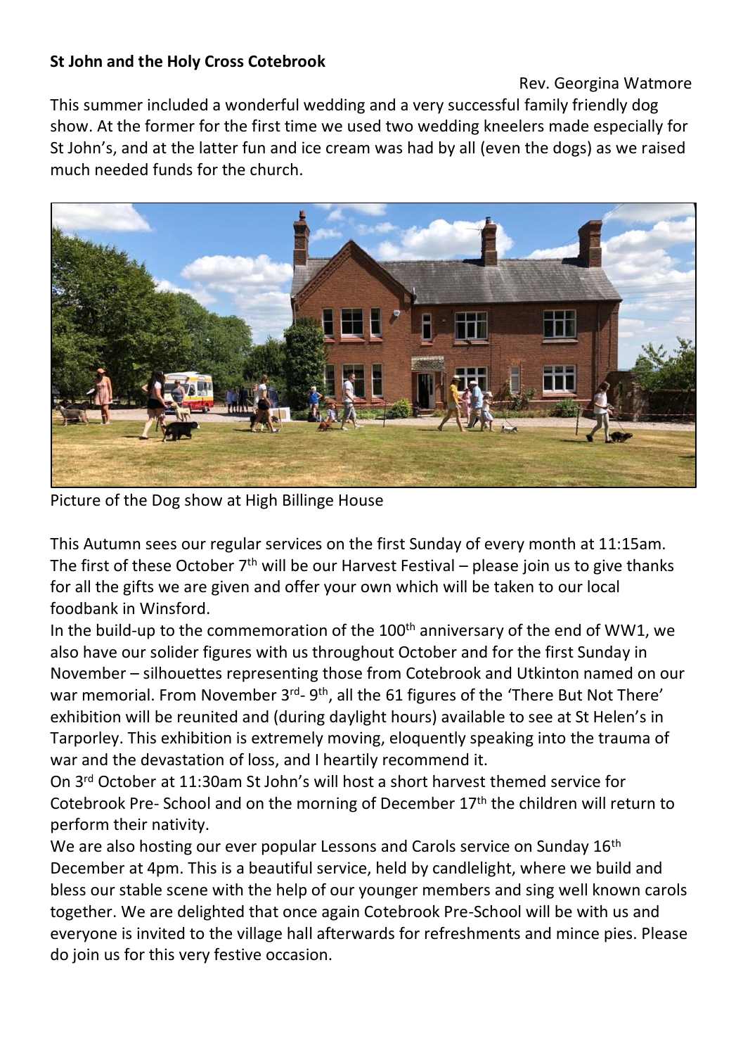**St John and the Holy Cross Cotebrook**

Rev. Georgina Watmore

This summer included a wonderful wedding and a very successful family friendly dog show. At the former for the first time we used two wedding kneelers made especially for St John's, and at the latter fun and ice cream was had by all (even the dogs) as we raised much needed funds for the church.

Picture of the Dog show at High Billinge House

This Autumn sees our regular services on the first Sunday of every month at 11:15am. The first of these October 7th will be our Harvest Festival – please join us to give thanks for all the gifts we are given and offer your own which will be taken to our local foodbank in Winsford.

In the build-up to the commemoration of the 100th anniversary of the end of WW1, we also have our solider figures with us throughout October and for the first Sunday in November – silhouettes representing those from Cotebrook and Utkinton named on our war memorial. From November 3rd- 9th, all the 61 figures of the 'There But Not There' exhibition will be reunited and (during daylight hours) available to see at St Helen's in Tarporley. This exhibition is extremely moving, eloquently speaking into the trauma of war and the devastation of loss, and I heartily recommend it.

On 3rd October at 11:30am St John's will host a short harvest themed service for Cotebrook Pre- School and on the morning of December 17th the children will return to perform their nativity.

We are also hosting our ever popular Lessons and Carols service on Sunday 16th December at 4pm. This is a beautiful service, held by candlelight, where we build and bless our stable scene with the help of our younger members and sing well known carols together. We are delighted that once again Cotebrook Pre-School will be with us and everyone is invited to the village hall afterwards for refreshments and mince pies. Please do join us for this very festive occasion.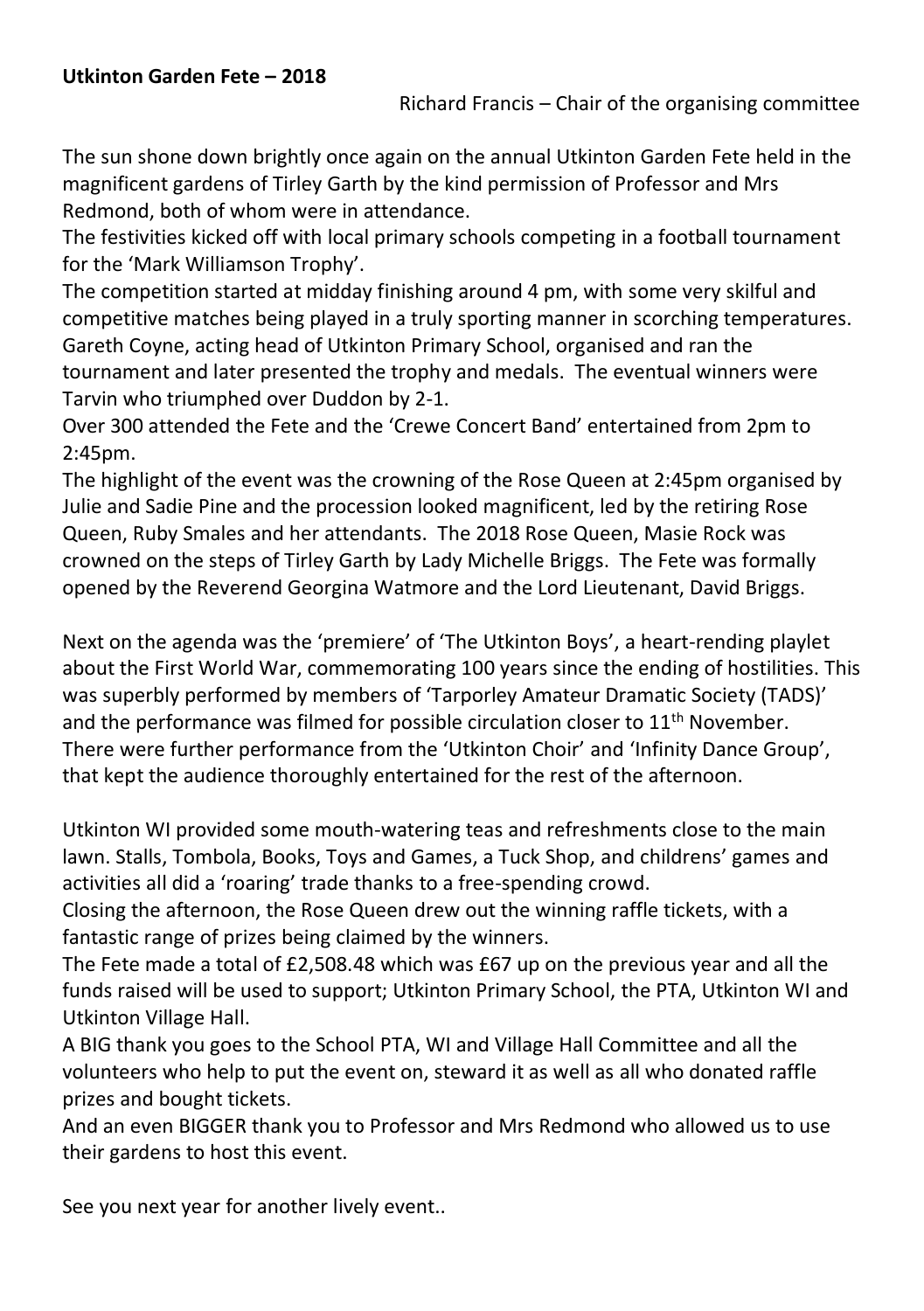**Utkinton Garden Fete – 2018**

Richard Francis – Chair of the organising committee

The sun shone down brightly once again on the annual Utkinton Garden Fete held in the magnificent gardens of Tirley Garth by the kind permission of Professor and Mrs Redmond, both of whom were in attendance.
The festivities kicked off with local primary schools competing in a football tournament for the 'Mark Williamson Trophy'.
The competition started at midday finishing around 4 pm, with some very skilful and competitive matches being played in a truly sporting manner in scorching temperatures. Gareth Coyne, acting head of Utkinton Primary School, organised and ran the tournament and later presented the trophy and medals. The eventual winners were Tarvin who triumphed over Duddon by 2-1.
Over 300 attended the Fete and the 'Crewe Concert Band' entertained from 2pm to 2:45pm.
The highlight of the event was the crowning of the Rose Queen at 2:45pm organised by Julie and Sadie Pine and the procession looked magnificent, led by the retiring Rose Queen, Ruby Smales and her attendants. The 2018 Rose Queen, Masie Rock was crowned on the steps of Tirley Garth by Lady Michelle Briggs. The Fete was formally opened by the Reverend Georgina Watmore and the Lord Lieutenant, David Briggs.

Next on the agenda was the 'premiere' of 'The Utkinton Boys', a heart-rending playlet about the First World War, commemorating 100 years since the ending of hostilities. This was superbly performed by members of 'Tarporley Amateur Dramatic Society (TADS)' and the performance was filmed for possible circulation closer to 11th November. There were further performance from the 'Utkinton Choir' and 'Infinity Dance Group', that kept the audience thoroughly entertained for the rest of the afternoon.

Utkinton WI provided some mouth-watering teas and refreshments close to the main lawn. Stalls, Tombola, Books, Toys and Games, a Tuck Shop, and childrens' games and activities all did a 'roaring' trade thanks to a free-spending crowd.
Closing the afternoon, the Rose Queen drew out the winning raffle tickets, with a fantastic range of prizes being claimed by the winners.
The Fete made a total of £2,508.48 which was £67 up on the previous year and all the funds raised will be used to support; Utkinton Primary School, the PTA, Utkinton WI and Utkinton Village Hall.
A BIG thank you goes to the School PTA, WI and Village Hall Committee and all the volunteers who help to put the event on, steward it as well as all who donated raffle prizes and bought tickets.
And an even BIGGER thank you to Professor and Mrs Redmond who allowed us to use their gardens to host this event.

See you next year for another lively event..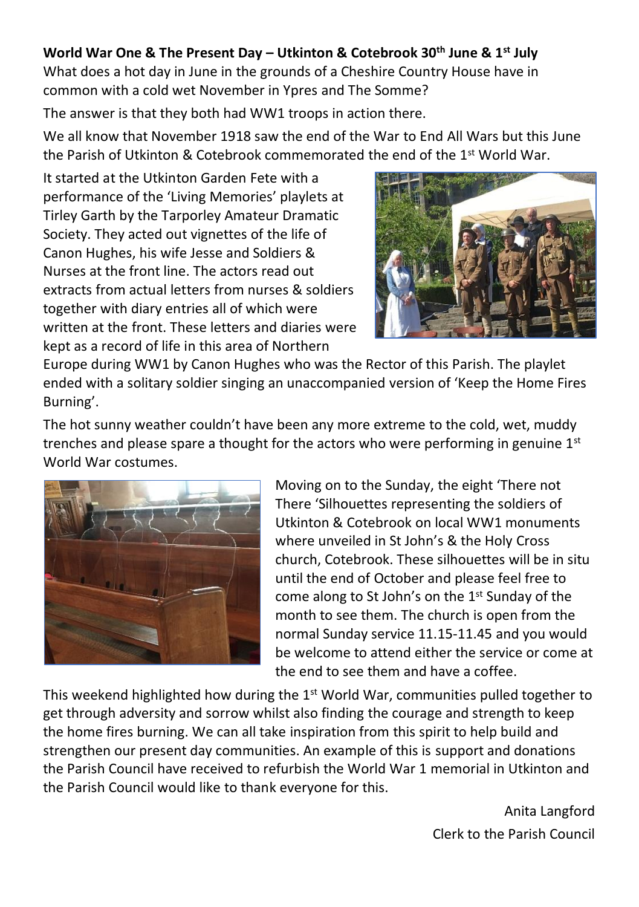**World War One & The Present Day – Utkinton & Cotebrook 30th June & 1st July**

What does a hot day in June in the grounds of a Cheshire Country House have in common with a cold wet November in Ypres and The Somme?

The answer is that they both had WW1 troops in action there.

We all know that November 1918 saw the end of the War to End All Wars but this June the Parish of Utkinton & Cotebrook commemorated the end of the 1st World War.

It started at the Utkinton Garden Fete with a performance of the 'Living Memories' playlets at Tirley Garth by the Tarporley Amateur Dramatic Society. They acted out vignettes of the life of Canon Hughes, his wife Jesse and Soldiers & Nurses at the front line. The actors read out extracts from actual letters from nurses & soldiers together with diary entries all of which were written at the front. These letters and diaries were kept as a record of life in this area of Northern Europe during WW1 by Canon Hughes who was the Rector of this Parish. The playlet ended with a solitary soldier singing an unaccompanied version of 'Keep the Home Fires Burning'.

The hot sunny weather couldn't have been any more extreme to the cold, wet, muddy trenches and please spare a thought for the actors who were performing in genuine 1st World War costumes.

Moving on to the Sunday, the eight 'There not There 'Silhouettes representing the soldiers of Utkinton & Cotebrook on local WW1 monuments where unveiled in St John's & the Holy Cross church, Cotebrook. These silhouettes will be in situ until the end of October and please feel free to come along to St John's on the 1st Sunday of the month to see them. The church is open from the normal Sunday service 11.15-11.45 and you would be welcome to attend either the service or come at the end to see them and have a coffee.

This weekend highlighted how during the 1st World War, communities pulled together to get through adversity and sorrow whilst also finding the courage and strength to keep the home fires burning. We can all take inspiration from this spirit to help build and strengthen our present day communities. An example of this is support and donations the Parish Council have received to refurbish the World War 1 memorial in Utkinton and the Parish Council would like to thank everyone for this.

Anita Langford
Clerk to the Parish Council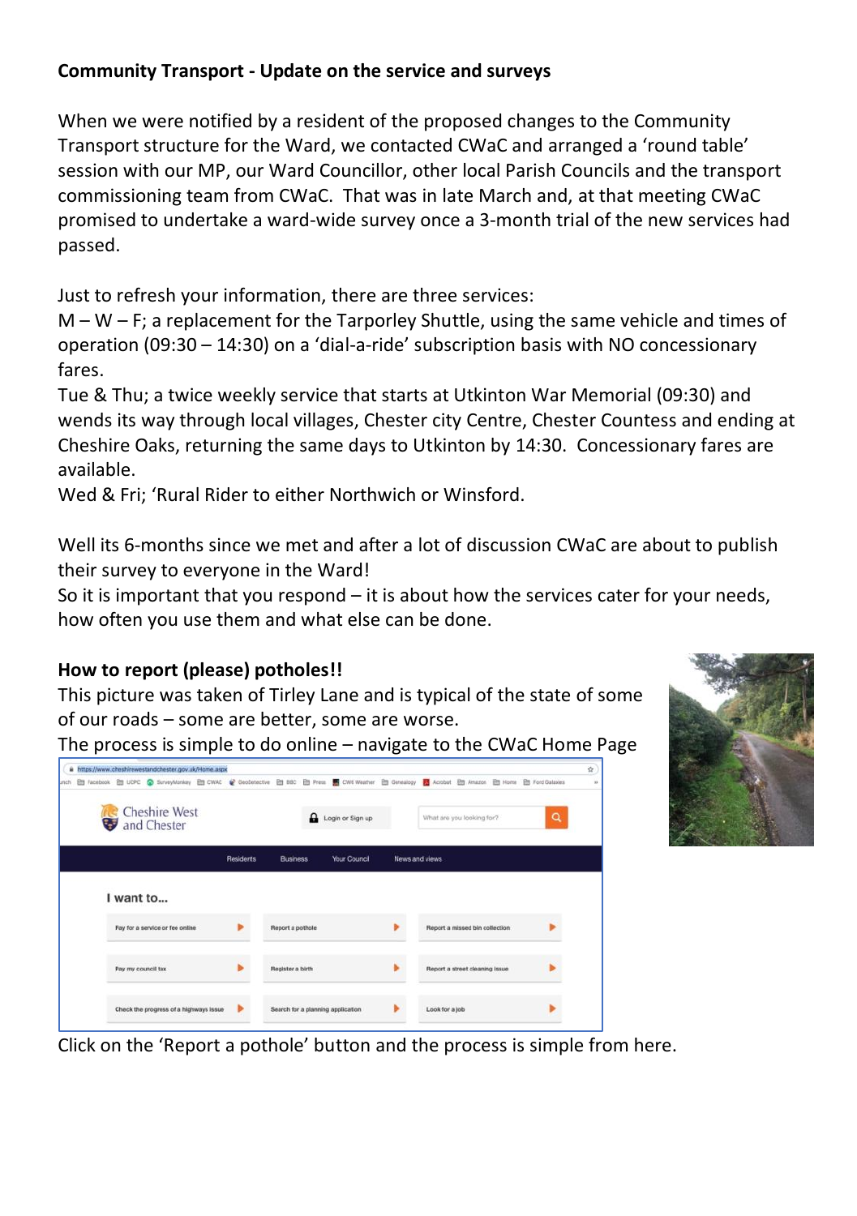**Community Transport - Update on the service and surveys**

When we were notified by a resident of the proposed changes to the Community Transport structure for the Ward, we contacted CWaC and arranged a 'round table' session with our MP, our Ward Councillor, other local Parish Councils and the transport commissioning team from CWaC. That was in late March and, at that meeting CWaC promised to undertake a ward-wide survey once a 3-month trial of the new services had passed.

Just to refresh your information, there are three services:
M – W – F; a replacement for the Tarporley Shuttle, using the same vehicle and times of operation (09:30 – 14:30) on a 'dial-a-ride' subscription basis with NO concessionary fares.
Tue & Thu; a twice weekly service that starts at Utkinton War Memorial (09:30) and wends its way through local villages, Chester city Centre, Chester Countess and ending at Cheshire Oaks, returning the same days to Utkinton by 14:30. Concessionary fares are available.
Wed & Fri; 'Rural Rider to either Northwich or Winsford.

Well its 6-months since we met and after a lot of discussion CWaC are about to publish their survey to everyone in the Ward!
So it is important that you respond – it is about how the services cater for your needs, how often you use them and what else can be done.

**How to report (please) potholes!!**

This picture was taken of Tirley Lane and is typical of the state of some of our roads – some are better, some are worse.
The process is simple to do online – navigate to the CWaC Home Page

Click on the 'Report a pothole' button and the process is simple from here.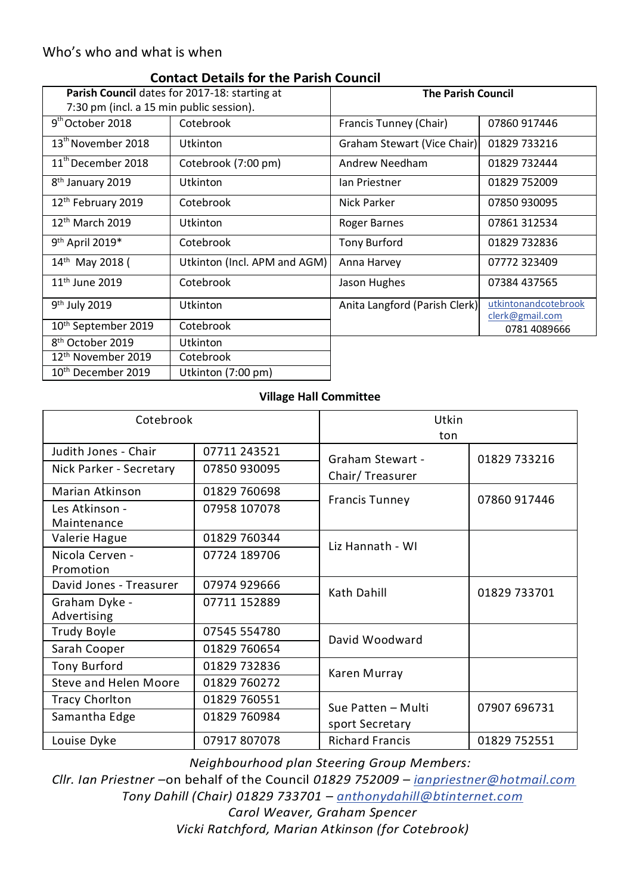Who's who and what is when

### Contact Details for the Parish Council

| **Parish Council** dates for 2017-18: starting at 7:30 pm (incl. a 15 min public session). | | **The Parish Council** | |
|---|---|---|---|
| 9th October 2018 | Cotebrook | Francis Tunney (Chair) | 07860 917446 |
| 13th November 2018 | Utkinton | Graham Stewart (Vice Chair) | 01829 733216 |
| 11th December 2018 | Cotebrook (7:00 pm) | Andrew Needham | 01829 732444 |
| 8th January 2019 | Utkinton | Ian Priestner | 01829 752009 |
| 12th February 2019 | Cotebrook | Nick Parker | 07850 930095 |
| 12th March 2019 | Utkinton | Roger Barnes | 07861 312534 |
| 9th April 2019* | Cotebrook | Tony Burford | 01829 732836 |
| 14th May 2018 ( | Utkinton (Incl. APM and AGM) | Anna Harvey | 07772 323409 |
| 11th June 2019 | Cotebrook | Jason Hughes | 07384 437565 |
| 9th July 2019 | Utkinton | Anita Langford (Parish Clerk) | utkintonandcotebrookclerk@gmail.com 0781 4089666 |
| 10th September 2019 | Cotebrook | | |
| 8th October 2019 | Utkinton | | |
| 12th November 2019 | Cotebrook | | |
| 10th December 2019 | Utkinton (7:00 pm) | | |

### Village Hall Committee

| Cotebrook | | Utkinton | |
|---|---|---|---|
| Judith Jones - Chair | 07711 243521 | Graham Stewart - Chair/ Treasurer | 01829 733216 |
| Nick Parker - Secretary | 07850 930095 | | |
| Marian Atkinson | 01829 760698 | Francis Tunney | 07860 917446 |
| Les Atkinson - Maintenance | 07958 107078 | | |
| Valerie Hague | 01829 760344 | Liz Hannath - WI | |
| Nicola Cerven - Promotion | 07724 189706 | | |
| David Jones - Treasurer | 07974 929666 | Kath Dahill | 01829 733701 |
| Graham Dyke - Advertising | 07711 152889 | | |
| Trudy Boyle | 07545 554780 | David Woodward | |
| Sarah Cooper | 01829 760654 | | |
| Tony Burford | 01829 732836 | Karen Murray | |
| Steve and Helen Moore | 01829 760272 | | |
| Tracy Chorlton | 01829 760551 | Sue Patten – Multi sport Secretary | 07907 696731 |
| Samantha Edge | 01829 760984 | | |
| Louise Dyke | 07917 807078 | Richard Francis | 01829 752551 |

*Neighbourhood plan Steering Group Members:*

*Cllr. Ian Priestner* –on behalf of the Council *01829 752009 – ianpriestner@hotmail.com*

*Tony Dahill (Chair) 01829 733701 – anthonydahill@btinternet.com*

*Carol Weaver, Graham Spencer*

*Vicki Ratchford, Marian Atkinson (for Cotebrook)*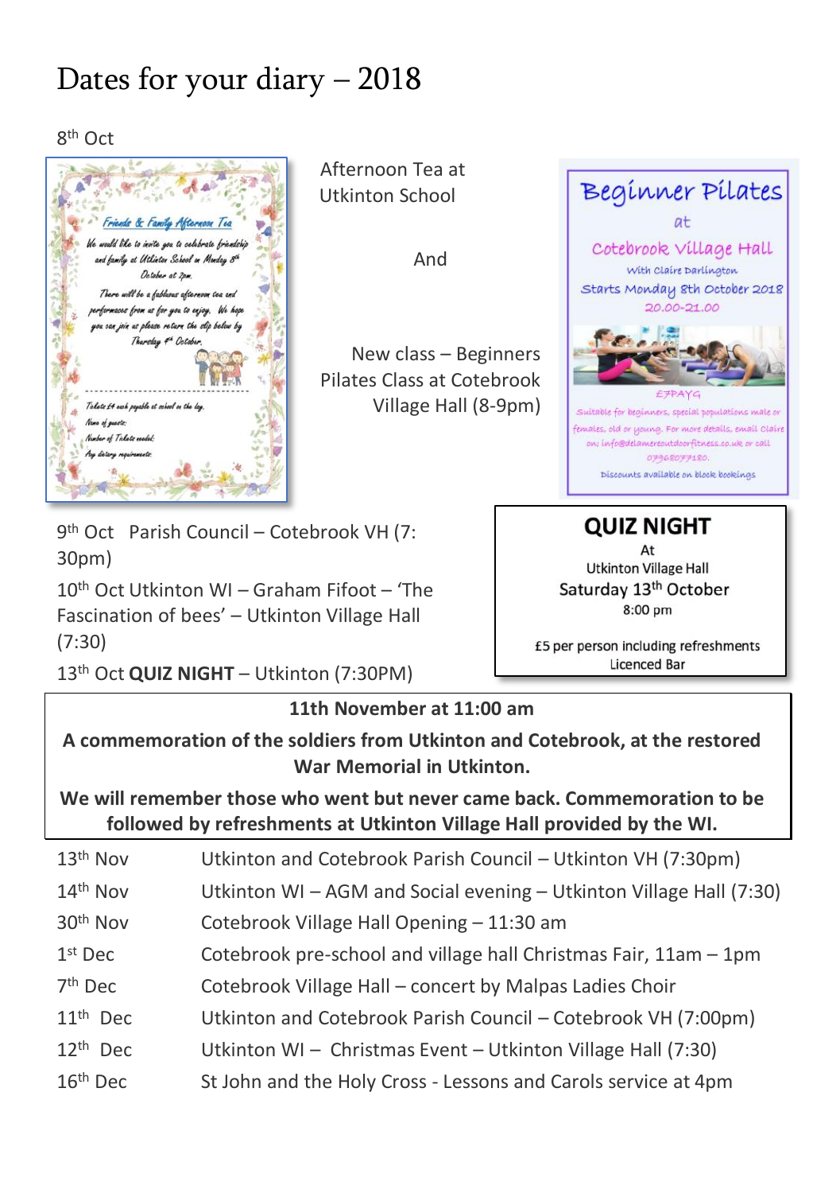# Dates for your diary – 2018

8th Oct

Friends & Family Afternoon Tea

We would like to invite you to celebrate friendship and family at Utkinton School on Monday 8th October at 2pm.

There will be a fabulous afternoon tea and performances from us for you to enjoy. We hope you can join us please return the slip below by Thursday 4th October.

Tickets £4 each payable at school on the day.

Name of guests:

Number of Tickets needed:

Any dietary requirements:

Afternoon Tea at Utkinton School

And

New class – Beginners Pilates Class at Cotebrook Village Hall (8-9pm)

**Beginner Pilates**

at

Cotebrook Village Hall

With Claire Darlington

Starts Monday 8th October 2018

20.00-21.00

£7PAYG

Suitable for beginners, special populations male or females, old or young. For more details, email Claire on; info@delamereoutdoorfitness.co.uk or call 07968077180.

Discounts available on block bookings

9th Oct Parish Council – Cotebrook VH (7:30pm)

10th Oct Utkinton WI – Graham Fifoot – 'The Fascination of bees' – Utkinton Village Hall (7:30)

13th Oct **QUIZ NIGHT** – Utkinton (7:30PM)

**QUIZ NIGHT**

At

Utkinton Village Hall

Saturday 13th October

8:00 pm

£5 per person including refreshments

Licenced Bar

**11th November at 11:00 am**

**A commemoration of the soldiers from Utkinton and Cotebrook, at the restored War Memorial in Utkinton.**

**We will remember those who went but never came back. Commemoration to be followed by refreshments at Utkinton Village Hall provided by the WI.**

| | |
|---|---|
| 13th Nov | Utkinton and Cotebrook Parish Council – Utkinton VH (7:30pm) |
| 14th Nov | Utkinton WI – AGM and Social evening – Utkinton Village Hall (7:30) |
| 30th Nov | Cotebrook Village Hall Opening – 11:30 am |
| 1st Dec | Cotebrook pre-school and village hall Christmas Fair, 11am – 1pm |
| 7th Dec | Cotebrook Village Hall – concert by Malpas Ladies Choir |
| 11th Dec | Utkinton and Cotebrook Parish Council – Cotebrook VH (7:00pm) |
| 12th Dec | Utkinton WI – Christmas Event – Utkinton Village Hall (7:30) |
| 16th Dec | St John and the Holy Cross - Lessons and Carols service at 4pm |